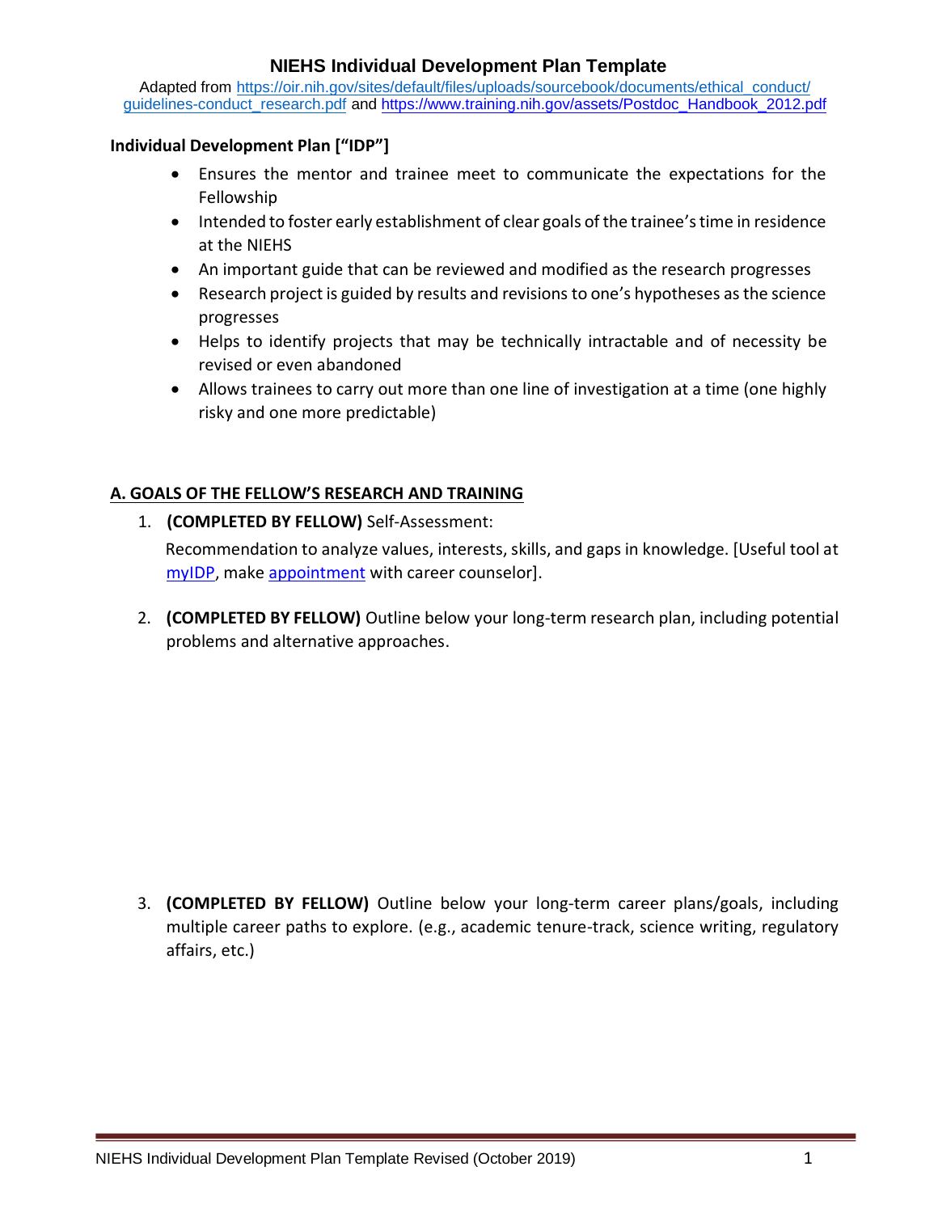# NIEHS Individual Development Plan Template

Adapted from [https://oir.nih.gov/sites/default/files/uploads/sourcebook/documents/ethical_conduct/guidelines-conduct_research.pdf](https://oir.nih.gov/sites/default/files/uploads/sourcebook/documents/ethical_conduct/guidelines-conduct_research.pdf) and [https://www.training.nih.gov/assets/Postdoc_Handbook_2012.pdf](https://www.training.nih.gov/assets/Postdoc_Handbook_2012.pdf)

**Individual Development Plan ["IDP"]**

- Ensures the mentor and trainee meet to communicate the expectations for the Fellowship
- Intended to foster early establishment of clear goals of the trainee's time in residence at the NIEHS
- An important guide that can be reviewed and modified as the research progresses
- Research project is guided by results and revisions to one's hypotheses as the science progresses
- Helps to identify projects that may be technically intractable and of necessity be revised or even abandoned
- Allows trainees to carry out more than one line of investigation at a time (one highly risky and one more predictable)

## A. GOALS OF THE FELLOW'S RESEARCH AND TRAINING

1. **(COMPLETED BY FELLOW)** Self-Assessment:

   Recommendation to analyze values, interests, skills, and gaps in knowledge. [Useful tool at [myIDP](), make [appointment]() with career counselor].

2. **(COMPLETED BY FELLOW)** Outline below your long-term research plan, including potential problems and alternative approaches.

3. **(COMPLETED BY FELLOW)** Outline below your long-term career plans/goals, including multiple career paths to explore. (e.g., academic tenure-track, science writing, regulatory affairs, etc.)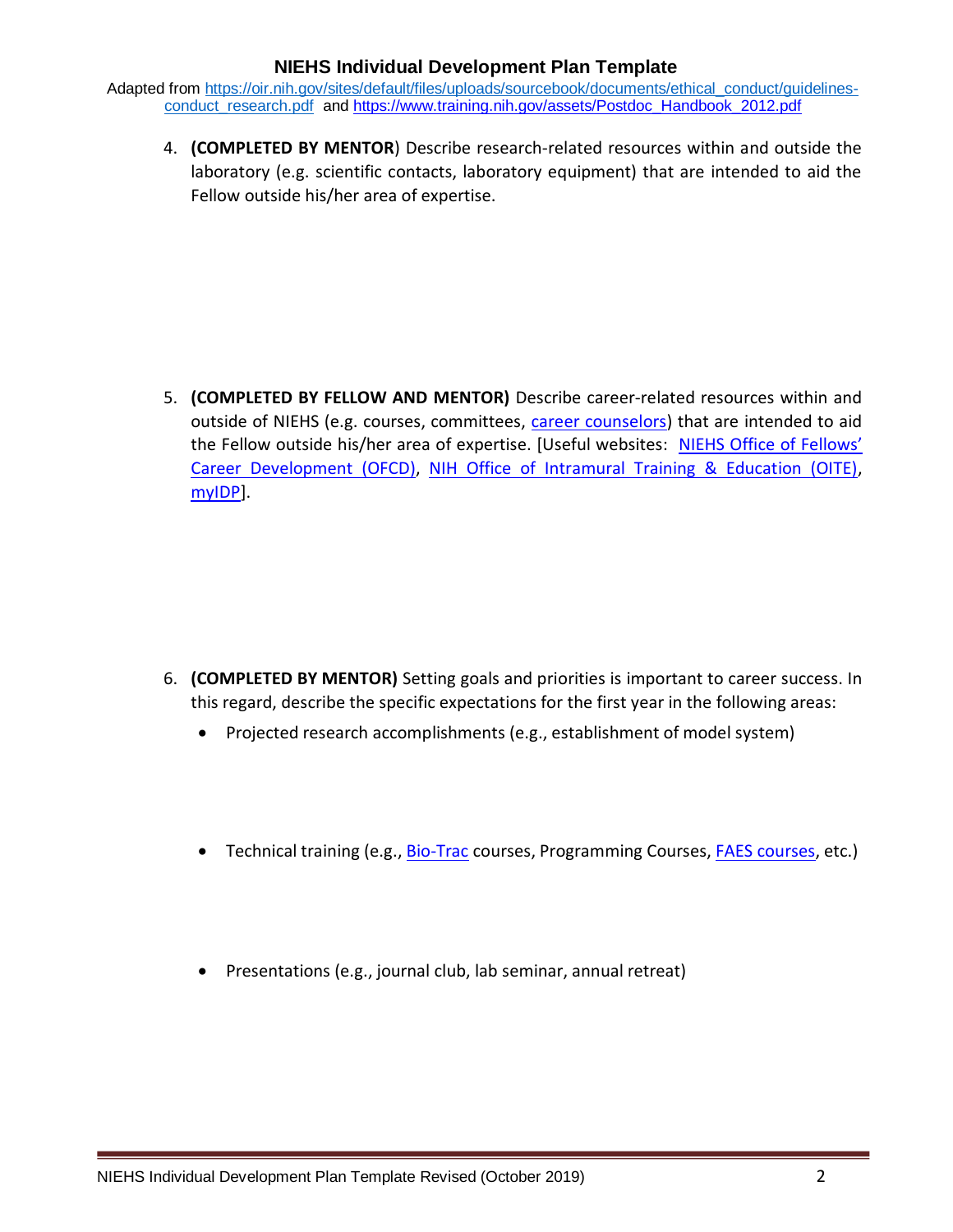4. **(COMPLETED BY MENTOR**) Describe research-related resources within and outside the laboratory (e.g. scientific contacts, laboratory equipment) that are intended to aid the Fellow outside his/her area of expertise.

5. **(COMPLETED BY FELLOW AND MENTOR)** Describe career-related resources within and outside of NIEHS (e.g. courses, committees, career counselors) that are intended to aid the Fellow outside his/her area of expertise. [Useful websites: NIEHS Office of Fellows' Career Development (OFCD), NIH Office of Intramural Training & Education (OITE), myIDP].

6. **(COMPLETED BY MENTOR)** Setting goals and priorities is important to career success. In this regard, describe the specific expectations for the first year in the following areas:
   - Projected research accomplishments (e.g., establishment of model system)
   - Technical training (e.g., Bio-Trac courses, Programming Courses, FAES courses, etc.)
   - Presentations (e.g., journal club, lab seminar, annual retreat)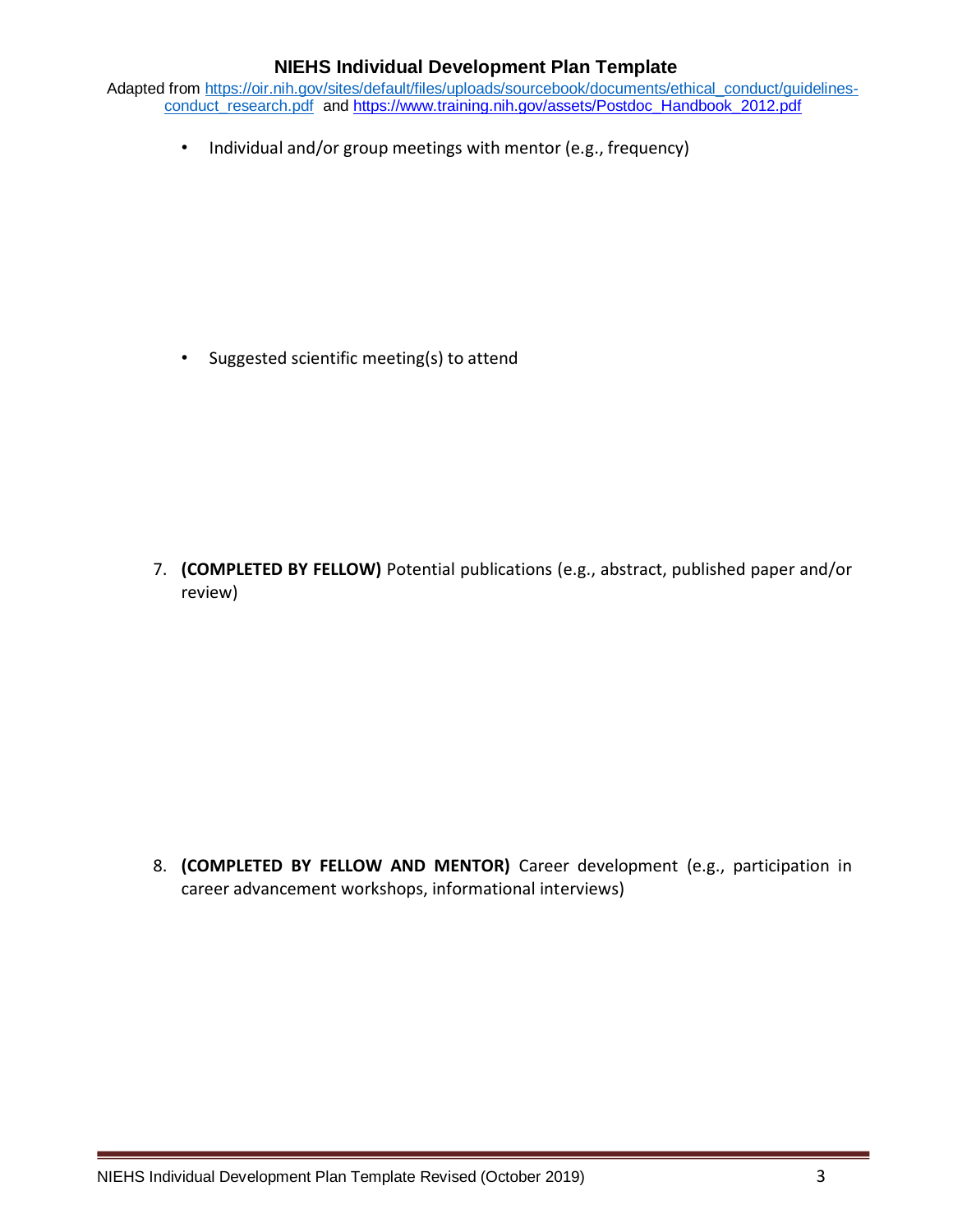- Individual and/or group meetings with mentor (e.g., frequency)

- Suggested scientific meeting(s) to attend

7. **(COMPLETED BY FELLOW)** Potential publications (e.g., abstract, published paper and/or review)

8. **(COMPLETED BY FELLOW AND MENTOR)** Career development (e.g., participation in career advancement workshops, informational interviews)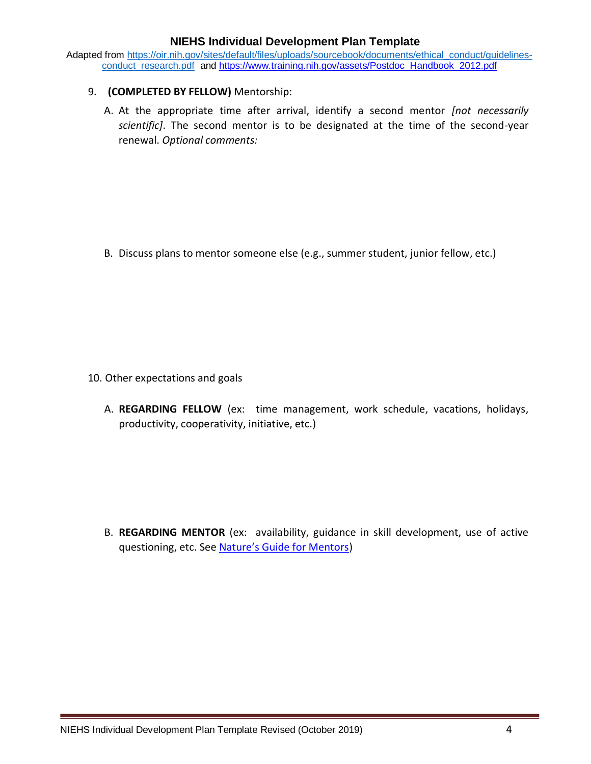9. **(COMPLETED BY FELLOW)** Mentorship:

   A. At the appropriate time after arrival, identify a second mentor *[not necessarily scientific]*. The second mentor is to be designated at the time of the second-year renewal. *Optional comments:*

   B. Discuss plans to mentor someone else (e.g., summer student, junior fellow, etc.)

10. Other expectations and goals

    A. **REGARDING FELLOW** (ex: time management, work schedule, vacations, holidays, productivity, cooperativity, initiative, etc.)

    B. **REGARDING MENTOR** (ex: availability, guidance in skill development, use of active questioning, etc. See Nature's Guide for Mentors)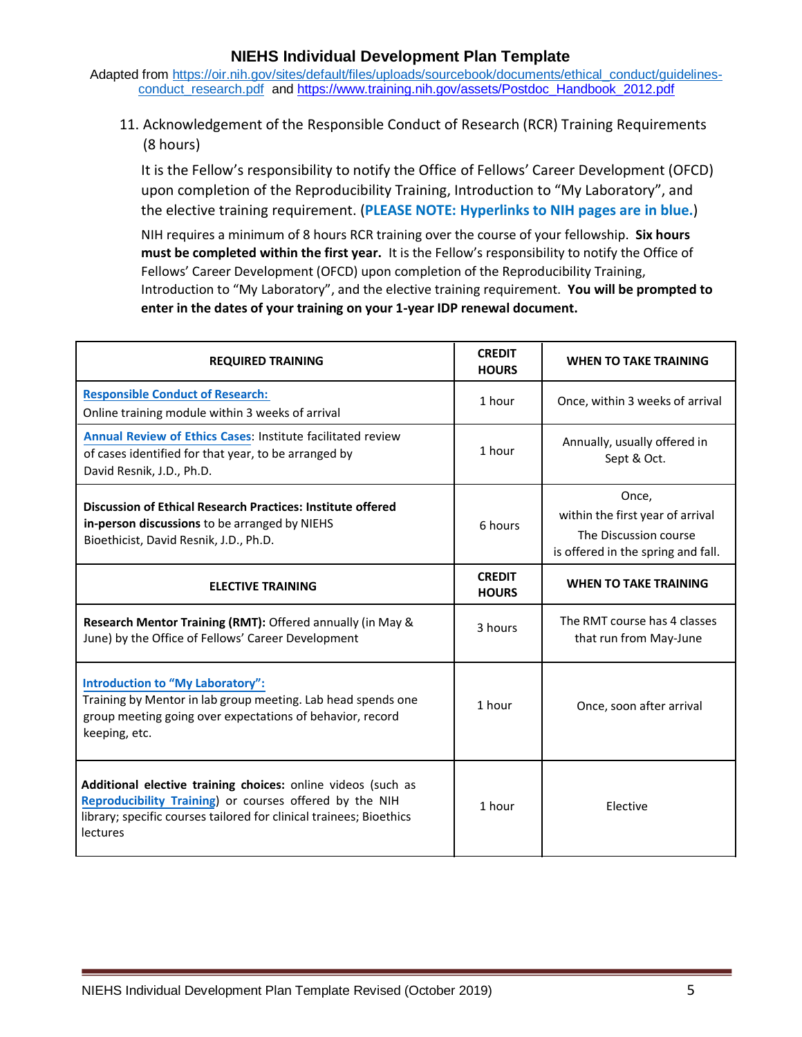# NIEHS Individual Development Plan Template

Adapted from https://oir.nih.gov/sites/default/files/uploads/sourcebook/documents/ethical_conduct/guidelines-conduct_research.pdf and https://www.training.nih.gov/assets/Postdoc_Handbook_2012.pdf

11. Acknowledgement of the Responsible Conduct of Research (RCR) Training Requirements (8 hours)

It is the Fellow's responsibility to notify the Office of Fellows' Career Development (OFCD) upon completion of the Reproducibility Training, Introduction to "My Laboratory", and the elective training requirement. (**PLEASE NOTE: Hyperlinks to NIH pages are in blue.**)

NIH requires a minimum of 8 hours RCR training over the course of your fellowship. **Six hours must be completed within the first year.** It is the Fellow's responsibility to notify the Office of Fellows' Career Development (OFCD) upon completion of the Reproducibility Training, Introduction to "My Laboratory", and the elective training requirement. **You will be prompted to enter in the dates of your training on your 1-year IDP renewal document.**

| REQUIRED TRAINING | CREDIT HOURS | WHEN TO TAKE TRAINING |
|---|---|---|
| **Responsible Conduct of Research:** Online training module within 3 weeks of arrival | 1 hour | Once, within 3 weeks of arrival |
| **Annual Review of Ethics Cases**: Institute facilitated review of cases identified for that year, to be arranged by David Resnik, J.D., Ph.D. | 1 hour | Annually, usually offered in Sept & Oct. |
| **Discussion of Ethical Research Practices: Institute offered in-person discussions** to be arranged by NIEHS Bioethicist, David Resnik, J.D., Ph.D. | 6 hours | Once, within the first year of arrival The Discussion course is offered in the spring and fall. |
| **ELECTIVE TRAINING** | **CREDIT HOURS** | **WHEN TO TAKE TRAINING** |
| **Research Mentor Training (RMT):** Offered annually (in May & June) by the Office of Fellows' Career Development | 3 hours | The RMT course has 4 classes that run from May-June |
| **Introduction to "My Laboratory":** Training by Mentor in lab group meeting. Lab head spends one group meeting going over expectations of behavior, record keeping, etc. | 1 hour | Once, soon after arrival |
| **Additional elective training choices:** online videos (such as **Reproducibility Training**) or courses offered by the NIH library; specific courses tailored for clinical trainees; Bioethics lectures | 1 hour | Elective |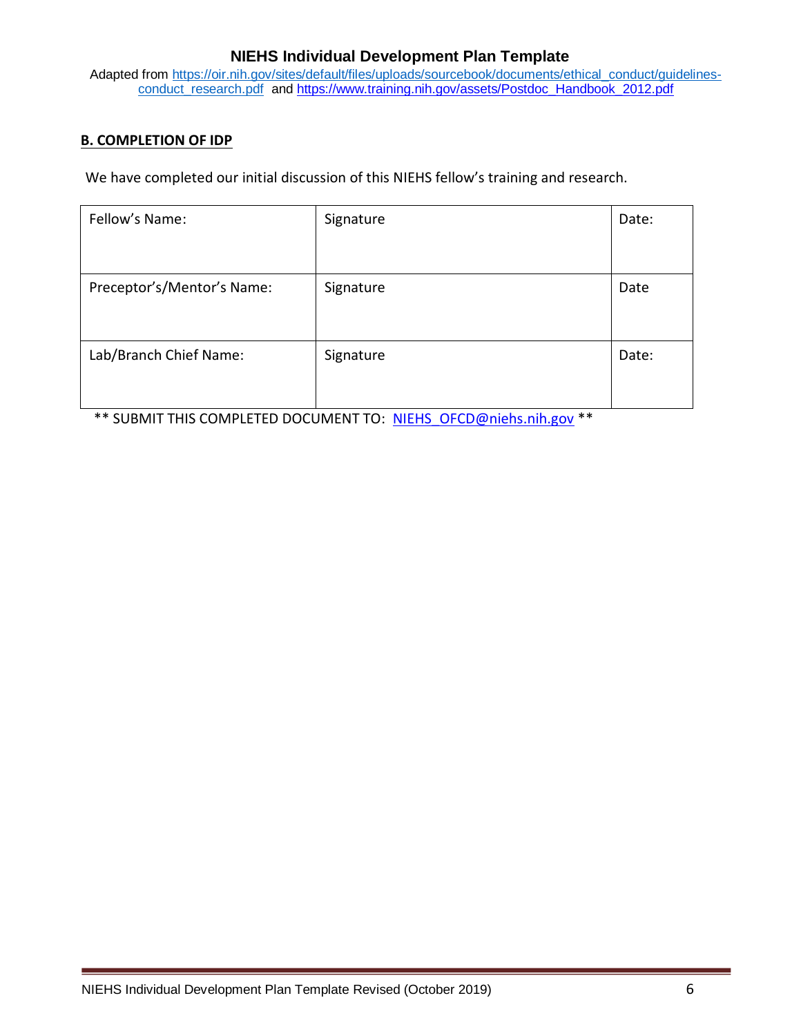## B. COMPLETION OF IDP

We have completed our initial discussion of this NIEHS fellow's training and research.

| | | |
|---|---|---|
| Fellow's Name: | Signature | Date: |
| Preceptor's/Mentor's Name: | Signature | Date |
| Lab/Branch Chief Name: | Signature | Date: |

** SUBMIT THIS COMPLETED DOCUMENT TO: NIEHS_OFCD@niehs.nih.gov **